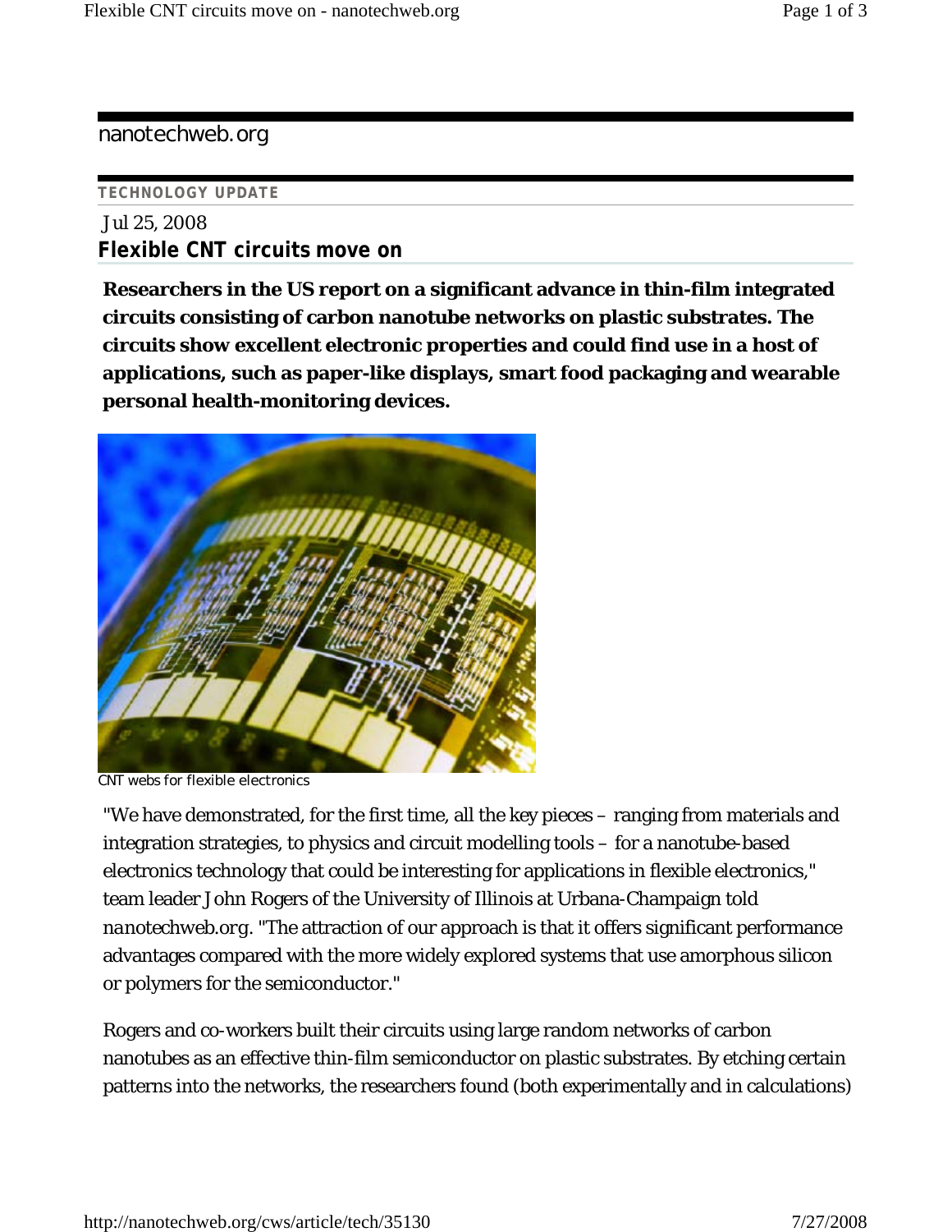nanotechweb.org

**TECHNOLOGY UPDATE**

Jul 25, 2008

# Flexible CNT circuits move on

**Researchers in the US report on a significant advance in thin-film integrated circuits consisting of carbon nanotube networks on plastic substrates. The circuits show excellent electronic properties and could find use in a host of applications, such as paper-like displays, smart food packaging and wearable personal health-monitoring devices.**

CNT webs for flexible electronics

"We have demonstrated, for the first time, all the key pieces – ranging from materials and integration strategies, to physics and circuit modelling tools – for a nanotube-based electronics technology that could be interesting for applications in flexible electronics," team leader John Rogers of the University of Illinois at Urbana-Champaign told *nanotechweb.org*. "The attraction of our approach is that it offers significant performance advantages compared with the more widely explored systems that use amorphous silicon or polymers for the semiconductor."

Rogers and co-workers built their circuits using large random networks of carbon nanotubes as an effective thin-film semiconductor on plastic substrates. By etching certain patterns into the networks, the researchers found (both experimentally and in calculations)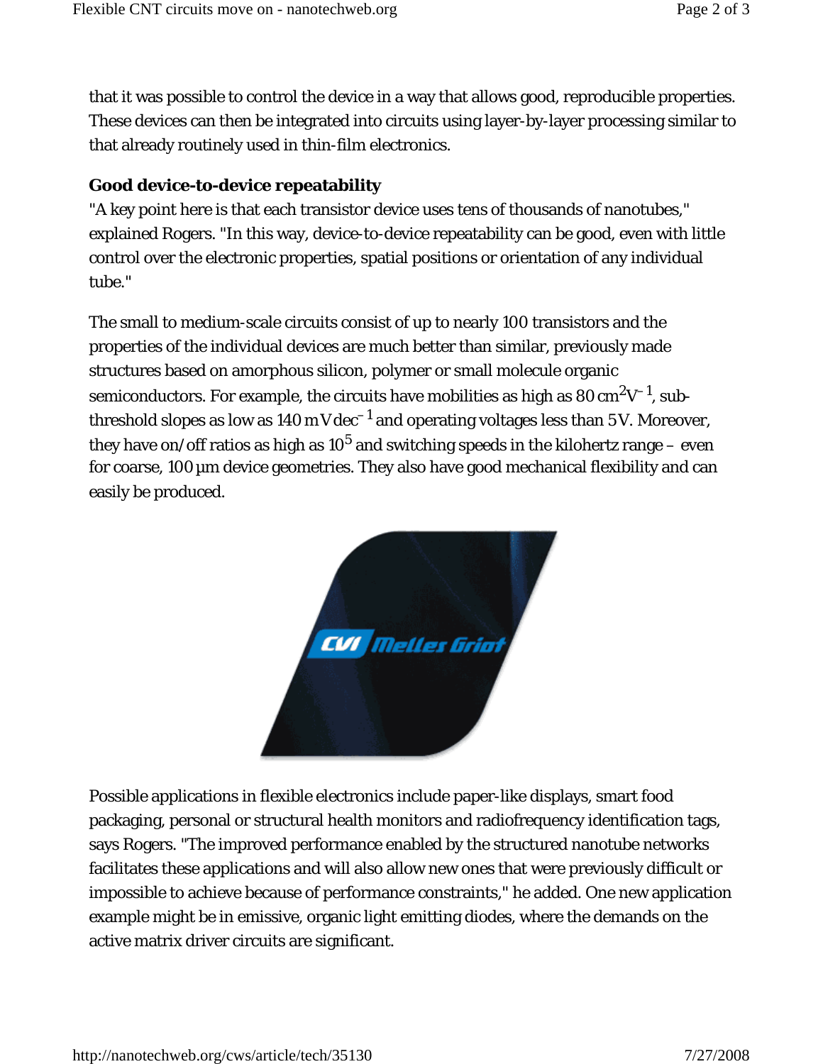that it was possible to control the device in a way that allows good, reproducible properties. These devices can then be integrated into circuits using layer-by-layer processing similar to that already routinely used in thin-film electronics.

**Good device-to-device repeatability**

"A key point here is that each transistor device uses tens of thousands of nanotubes," explained Rogers. "In this way, device-to-device repeatability can be good, even with little control over the electronic properties, spatial positions or orientation of any individual tube."

The small to medium-scale circuits consist of up to nearly 100 transistors and the properties of the individual devices are much better than similar, previously made structures based on amorphous silicon, polymer or small molecule organic semiconductors. For example, the circuits have mobilities as high as 80 $cm^2V^{-1}$, sub-threshold slopes as low as 140 $mV\,dec^{-1}$ and operating voltages less than 5V. Moreover, they have on/off ratios as high as $10^5$ and switching speeds in the kilohertz range – even for coarse, 100 µm device geometries. They also have good mechanical flexibility and can easily be produced.

Possible applications in flexible electronics include paper-like displays, smart food packaging, personal or structural health monitors and radiofrequency identification tags, says Rogers. "The improved performance enabled by the structured nanotube networks facilitates these applications and will also allow new ones that were previously difficult or impossible to achieve because of performance constraints," he added. One new application example might be in emissive, organic light emitting diodes, where the demands on the active matrix driver circuits are significant.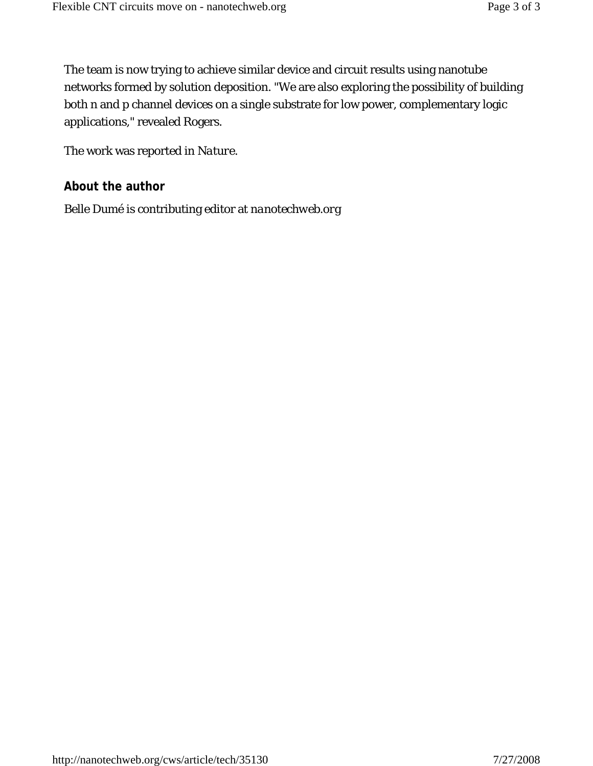The team is now trying to achieve similar device and circuit results using nanotube networks formed by solution deposition. "We are also exploring the possibility of building both n and p channel devices on a single substrate for low power, complementary logic applications," revealed Rogers.

The work was reported in *Nature*.

## About the author

Belle Dumé is contributing editor at *nanotechweb.org*